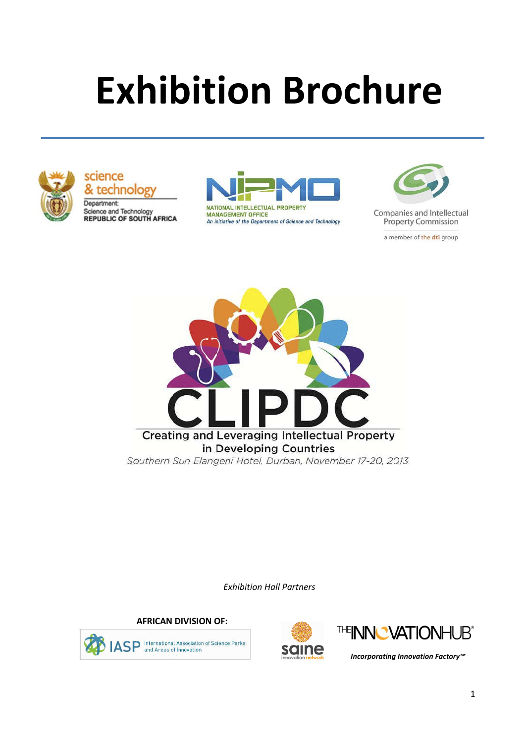# Exhibition Brochure

science & technology
Department: Science and Technology
REPUBLIC OF SOUTH AFRICA

NIPMO
NATIONAL INTELLECTUAL PROPERTY MANAGEMENT OFFICE
An initiative of the Department of Science and Technology

Companies and Intellectual Property Commission
a member of the dti group

CLIPDC

Creating and Leveraging Intellectual Property in Developing Countries

Southern Sun Elangeni Hotel, Durban, November 17-20, 2013

*Exhibition Hall Partners*

**AFRICAN DIVISION OF:**

IASP International Association of Science Parks and Areas of Innovation

saine innovation network

THE INNOVATION HUB®

***Incorporating Innovation Factory™***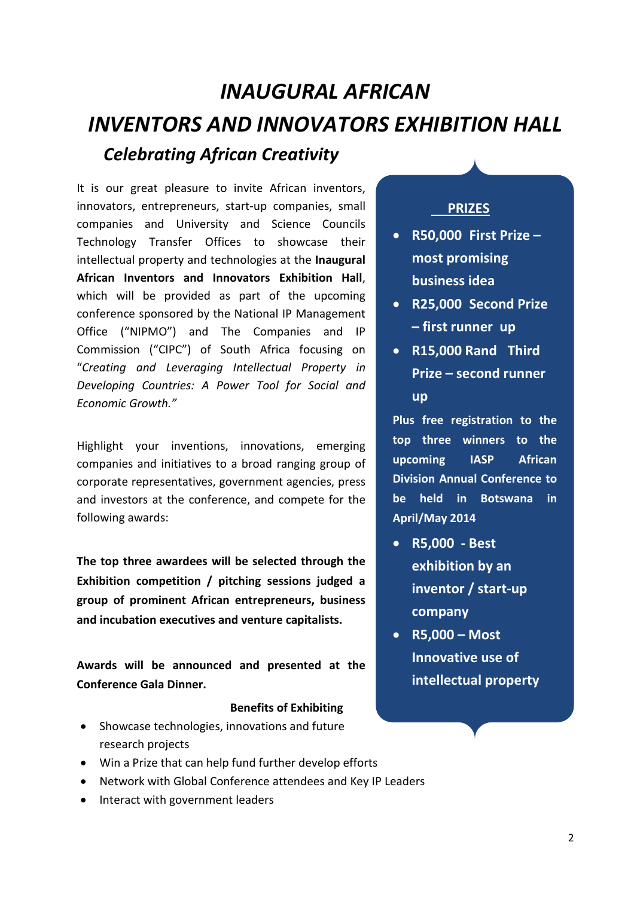# *INAUGURAL AFRICAN*

# *INVENTORS AND INNOVATORS EXHIBITION HALL*

## *Celebrating African Creativity*

It is our great pleasure to invite African inventors, innovators, entrepreneurs, start-up companies, small companies and University and Science Councils Technology Transfer Offices to showcase their intellectual property and technologies at the **Inaugural African Inventors and Innovators Exhibition Hall**, which will be provided as part of the upcoming conference sponsored by the National IP Management Office ("NIPMO") and The Companies and IP Commission ("CIPC") of South Africa focusing on "*Creating and Leveraging Intellectual Property in Developing Countries: A Power Tool for Social and Economic Growth."*

Highlight your inventions, innovations, emerging companies and initiatives to a broad ranging group of corporate representatives, government agencies, press and investors at the conference, and compete for the following awards:

**The top three awardees will be selected through the Exhibition competition / pitching sessions judged a group of prominent African entrepreneurs, business and incubation executives and venture capitalists.**

**Awards will be announced and presented at the Conference Gala Dinner.**

### PRIZES

- **R50,000 First Prize – most promising business idea**
- **R25,000 Second Prize – first runner up**
- **R15,000 Rand Third Prize – second runner up**

**Plus free registration to the top three winners to the upcoming IASP African Division Annual Conference to be held in Botswana in April/May 2014**

- **R5,000 - Best exhibition by an inventor / start-up company**
- **R5,000 – Most Innovative use of intellectual property**

### Benefits of Exhibiting

- Showcase technologies, innovations and future research projects
- Win a Prize that can help fund further develop efforts
- Network with Global Conference attendees and Key IP Leaders
- Interact with government leaders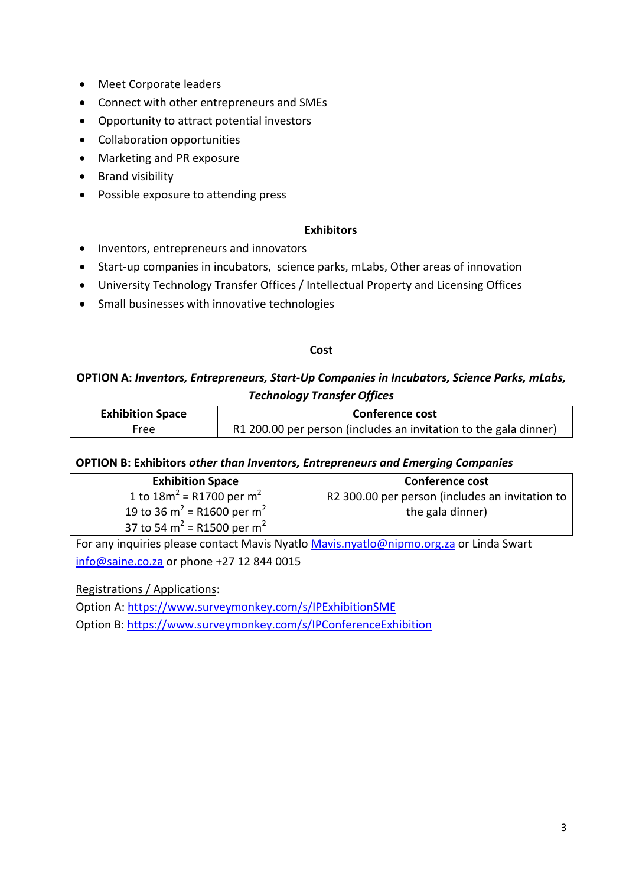- Meet Corporate leaders
- Connect with other entrepreneurs and SMEs
- Opportunity to attract potential investors
- Collaboration opportunities
- Marketing and PR exposure
- Brand visibility
- Possible exposure to attending press

**Exhibitors**

- Inventors, entrepreneurs and innovators
- Start-up companies in incubators, science parks, mLabs, Other areas of innovation
- University Technology Transfer Offices / Intellectual Property and Licensing Offices
- Small businesses with innovative technologies

**Cost**

**OPTION A:** ***Inventors, Entrepreneurs, Start-Up Companies in Incubators, Science Parks, mLabs, Technology Transfer Offices***

| Exhibition Space | Conference cost |
|---|---|
| Free | R1 200.00 per person (includes an invitation to the gala dinner) |

**OPTION B: Exhibitors** ***other than Inventors, Entrepreneurs and Emerging Companies***

| Exhibition Space | Conference cost |
|---|---|
| 1 to 18m$^2$ = R1700 per m$^2$<br>19 to 36 m$^2$ = R1600 per m$^2$<br>37 to 54 m$^2$ = R1500 per m$^2$ | R2 300.00 per person (includes an invitation to the gala dinner) |

For any inquiries please contact Mavis Nyatlo Mavis.nyatlo@nipmo.org.za or Linda Swart info@saine.co.za or phone +27 12 844 0015

Registrations / Applications:

Option A: https://www.surveymonkey.com/s/IPExhibitionSME

Option B: https://www.surveymonkey.com/s/IPConferenceExhibition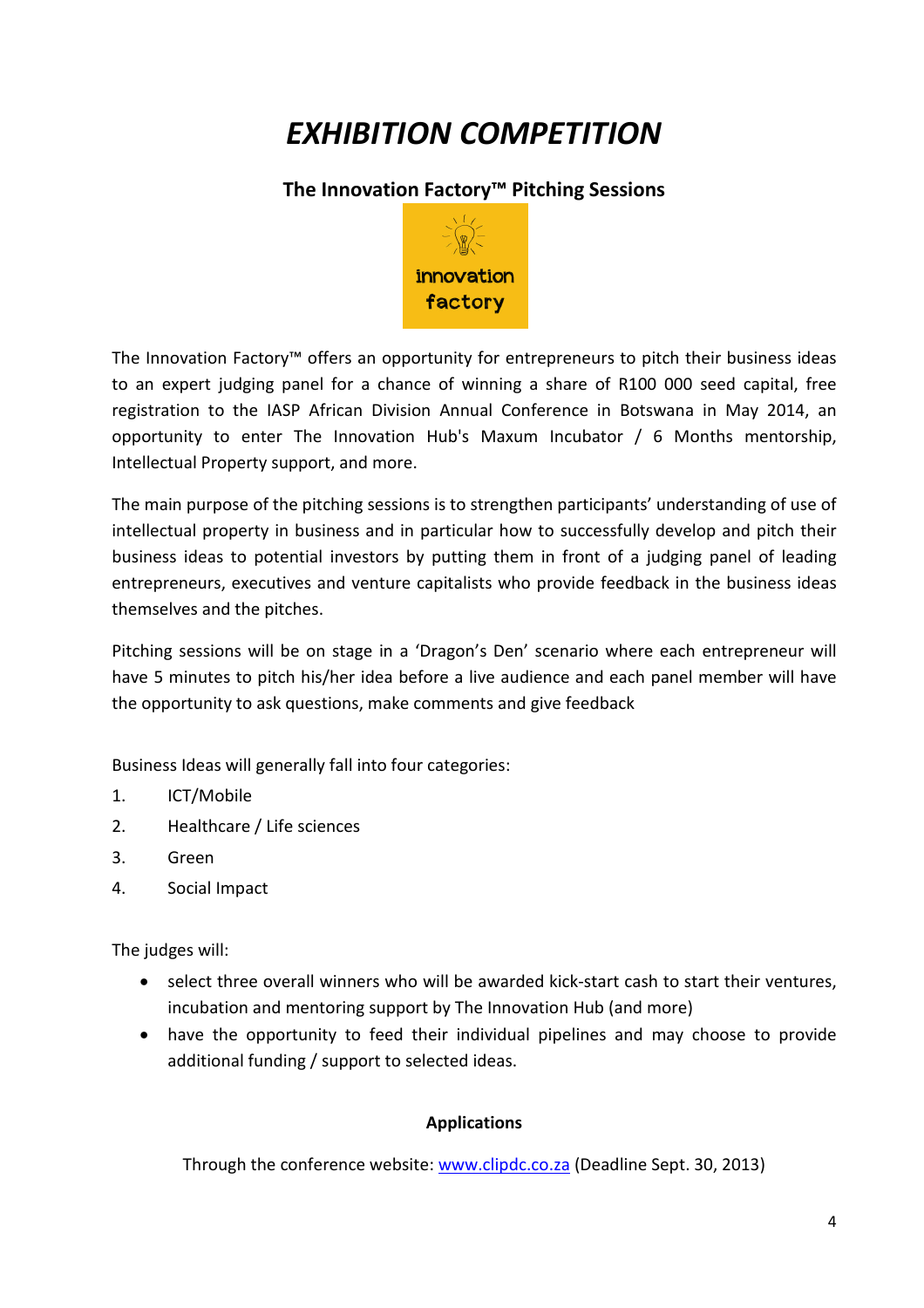# *EXHIBITION COMPETITION*

## The Innovation Factory™ Pitching Sessions

innovation factory

The Innovation Factory™ offers an opportunity for entrepreneurs to pitch their business ideas to an expert judging panel for a chance of winning a share of R100 000 seed capital, free registration to the IASP African Division Annual Conference in Botswana in May 2014, an opportunity to enter The Innovation Hub's Maxum Incubator / 6 Months mentorship, Intellectual Property support, and more.

The main purpose of the pitching sessions is to strengthen participants' understanding of use of intellectual property in business and in particular how to successfully develop and pitch their business ideas to potential investors by putting them in front of a judging panel of leading entrepreneurs, executives and venture capitalists who provide feedback in the business ideas themselves and the pitches.

Pitching sessions will be on stage in a 'Dragon's Den' scenario where each entrepreneur will have 5 minutes to pitch his/her idea before a live audience and each panel member will have the opportunity to ask questions, make comments and give feedback

Business Ideas will generally fall into four categories:

1. ICT/Mobile
2. Healthcare / Life sciences
3. Green
4. Social Impact

The judges will:

- select three overall winners who will be awarded kick-start cash to start their ventures, incubation and mentoring support by The Innovation Hub (and more)
- have the opportunity to feed their individual pipelines and may choose to provide additional funding / support to selected ideas.

**Applications**

Through the conference website: [www.clipdc.co.za](http://www.clipdc.co.za) (Deadline Sept. 30, 2013)